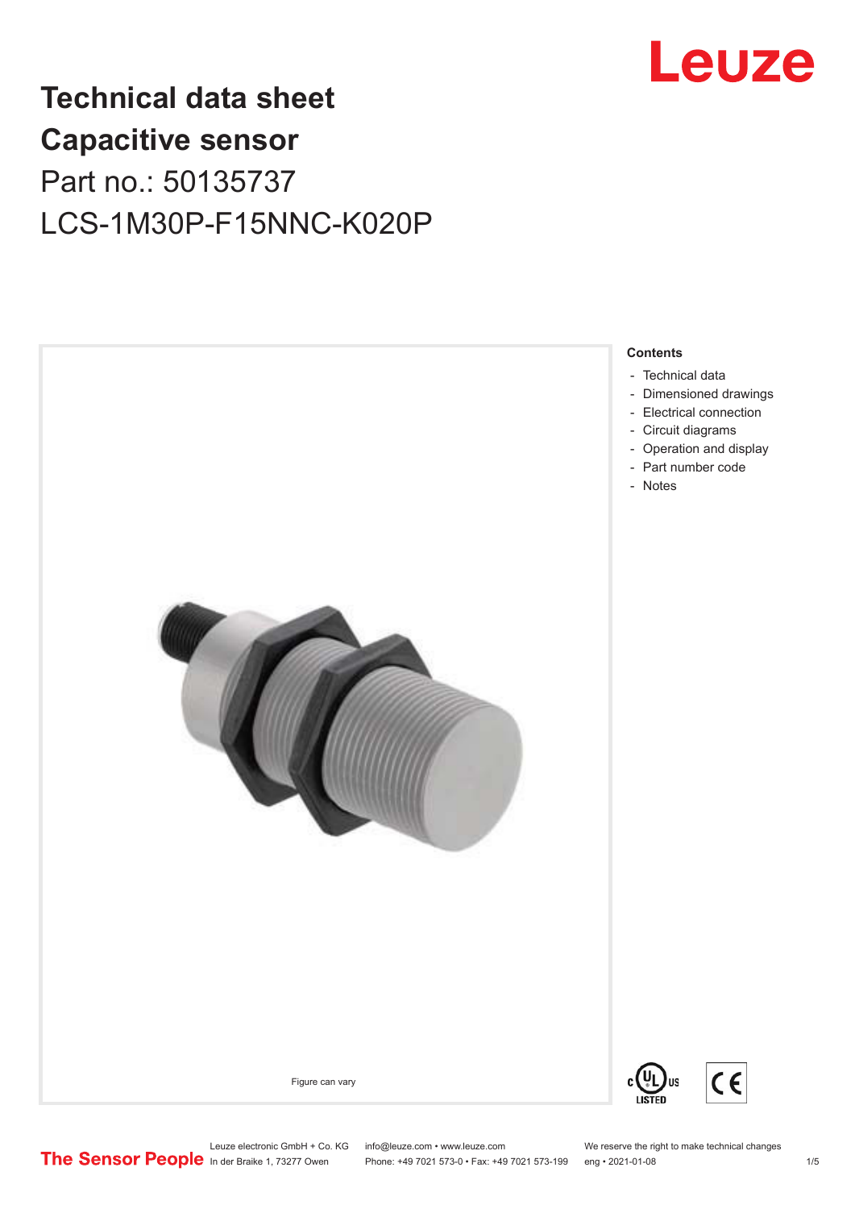# Technical data sheet
# Capacitive sensor
## Part no.: 50135737
## LCS-1M30P-F15NNC-K020P

Figure can vary

**Contents**

- Technical data
- Dimensioned drawings
- Electrical connection
- Circuit diagrams
- Operation and display
- Part number code
- Notes

Leuze electronic GmbH + Co. KG
In der Braike 1, 73277 Owen

info@leuze.com • www.leuze.com
Phone: +49 7021 573-0 • Fax: +49 7021 573-199

We reserve the right to make technical changes
eng • 2021-01-08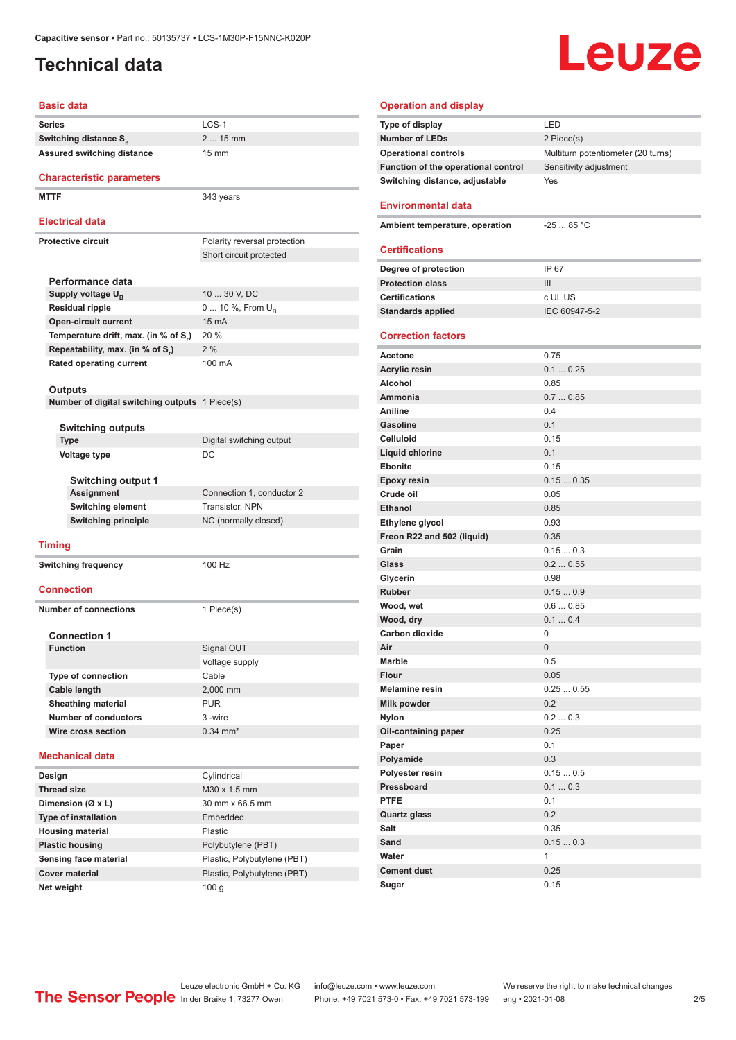Capacitive sensor • Part no.: 50135737 • LCS-1M30P-F15NNC-K020P

# Technical data

## Basic data

| | |
|---|---|
| Series | LCS-1 |
| Switching distance $S_n$ | 2 ... 15 mm |
| Assured switching distance | 15 mm |

## Characteristic parameters

| | |
|---|---|
| MTTF | 343 years |

## Electrical data

| | |
|---|---|
| Protective circuit | Polarity reversal protection |
| | Short circuit protected |

### Performance data

| | |
|---|---|
| Supply voltage $U_B$ | 10 ... 30 V, DC |
| Residual ripple | 0 ... 10 %, From $U_B$ |
| Open-circuit current | 15 mA |
| Temperature drift, max. (in % of $S_r$) | 20 % |
| Repeatability, max. (in % of $S_r$) | 2 % |
| Rated operating current | 100 mA |

### Outputs

| | |
|---|---|
| Number of digital switching outputs | 1 Piece(s) |

#### Switching outputs

| | |
|---|---|
| Type | Digital switching output |
| Voltage type | DC |

##### Switching output 1

| | |
|---|---|
| Assignment | Connection 1, conductor 2 |
| Switching element | Transistor, NPN |
| Switching principle | NC (normally closed) |

## Timing

| | |
|---|---|
| Switching frequency | 100 Hz |

## Connection

| | |
|---|---|
| Number of connections | 1 Piece(s) |

### Connection 1

| | |
|---|---|
| Function | Signal OUT |
| | Voltage supply |
| Type of connection | Cable |
| Cable length | 2,000 mm |
| Sheathing material | PUR |
| Number of conductors | 3 -wire |
| Wire cross section | 0.34 mm² |

## Mechanical data

| | |
|---|---|
| Design | Cylindrical |
| Thread size | M30 x 1.5 mm |
| Dimension (Ø x L) | 30 mm x 66.5 mm |
| Type of installation | Embedded |
| Housing material | Plastic |
| Plastic housing | Polybutylene (PBT) |
| Sensing face material | Plastic, Polybutylene (PBT) |
| Cover material | Plastic, Polybutylene (PBT) |
| Net weight | 100 g |

## Operation and display

| | |
|---|---|
| Type of display | LED |
| Number of LEDs | 2 Piece(s) |
| Operational controls | Multiturn potentiometer (20 turns) |
| Function of the operational control | Sensitivity adjustment |
| Switching distance, adjustable | Yes |

## Environmental data

| | |
|---|---|
| Ambient temperature, operation | -25 ... 85 °C |

## Certifications

| | |
|---|---|
| Degree of protection | IP 67 |
| Protection class | III |
| Certifications | c UL US |
| Standards applied | IEC 60947-5-2 |

## Correction factors

| | |
|---|---|
| Acetone | 0.75 |
| Acrylic resin | 0.1 ... 0.25 |
| Alcohol | 0.85 |
| Ammonia | 0.7 ... 0.85 |
| Aniline | 0.4 |
| Gasoline | 0.1 |
| Celluloid | 0.15 |
| Liquid chlorine | 0.1 |
| Ebonite | 0.15 |
| Epoxy resin | 0.15 ... 0.35 |
| Crude oil | 0.05 |
| Ethanol | 0.85 |
| Ethylene glycol | 0.93 |
| Freon R22 and 502 (liquid) | 0.35 |
| Grain | 0.15 ... 0.3 |
| Glass | 0.2 ... 0.55 |
| Glycerin | 0.98 |
| Rubber | 0.15 ... 0.9 |
| Wood, wet | 0.6 ... 0.85 |
| Wood, dry | 0.1 ... 0.4 |
| Carbon dioxide | 0 |
| Air | 0 |
| Marble | 0.5 |
| Flour | 0.05 |
| Melamine resin | 0.25 ... 0.55 |
| Milk powder | 0.2 |
| Nylon | 0.2 ... 0.3 |
| Oil-containing paper | 0.25 |
| Paper | 0.1 |
| Polyamide | 0.3 |
| Polyester resin | 0.15 ... 0.5 |
| Pressboard | 0.1 ... 0.3 |
| PTFE | 0.1 |
| Quartz glass | 0.2 |
| Salt | 0.35 |
| Sand | 0.15 ... 0.3 |
| Water | 1 |
| Cement dust | 0.25 |
| Sugar | 0.15 |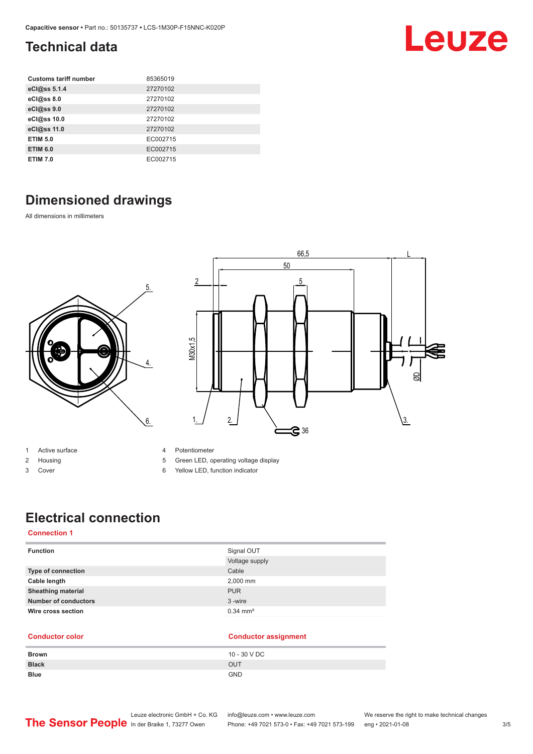## Technical data

| Customs tariff number | 85365019 |
| --- | --- |
| eCl@ss 5.1.4 | 27270102 |
| eCl@ss 8.0 | 27270102 |
| eCl@ss 9.0 | 27270102 |
| eCl@ss 10.0 | 27270102 |
| eCl@ss 11.0 | 27270102 |
| ETIM 5.0 | EC002715 |
| ETIM 6.0 | EC002715 |
| ETIM 7.0 | EC002715 |

## Dimensioned drawings

All dimensions in millimeters

1. Active surface
2. Housing
3. Cover
4. Potentiometer
5. Green LED, operating voltage display
6. Yellow LED, function indicator

## Electrical connection

**Connection 1**

| Function | Signal OUT |
| --- | --- |
| | Voltage supply |
| Type of connection | Cable |
| Cable length | 2,000 mm |
| Sheathing material | PUR |
| Number of conductors | 3 -wire |
| Wire cross section | 0.34 mm² |

| Conductor color | Conductor assignment |
| --- | --- |
| Brown | 10 - 30 V DC |
| Black | OUT |
| Blue | GND |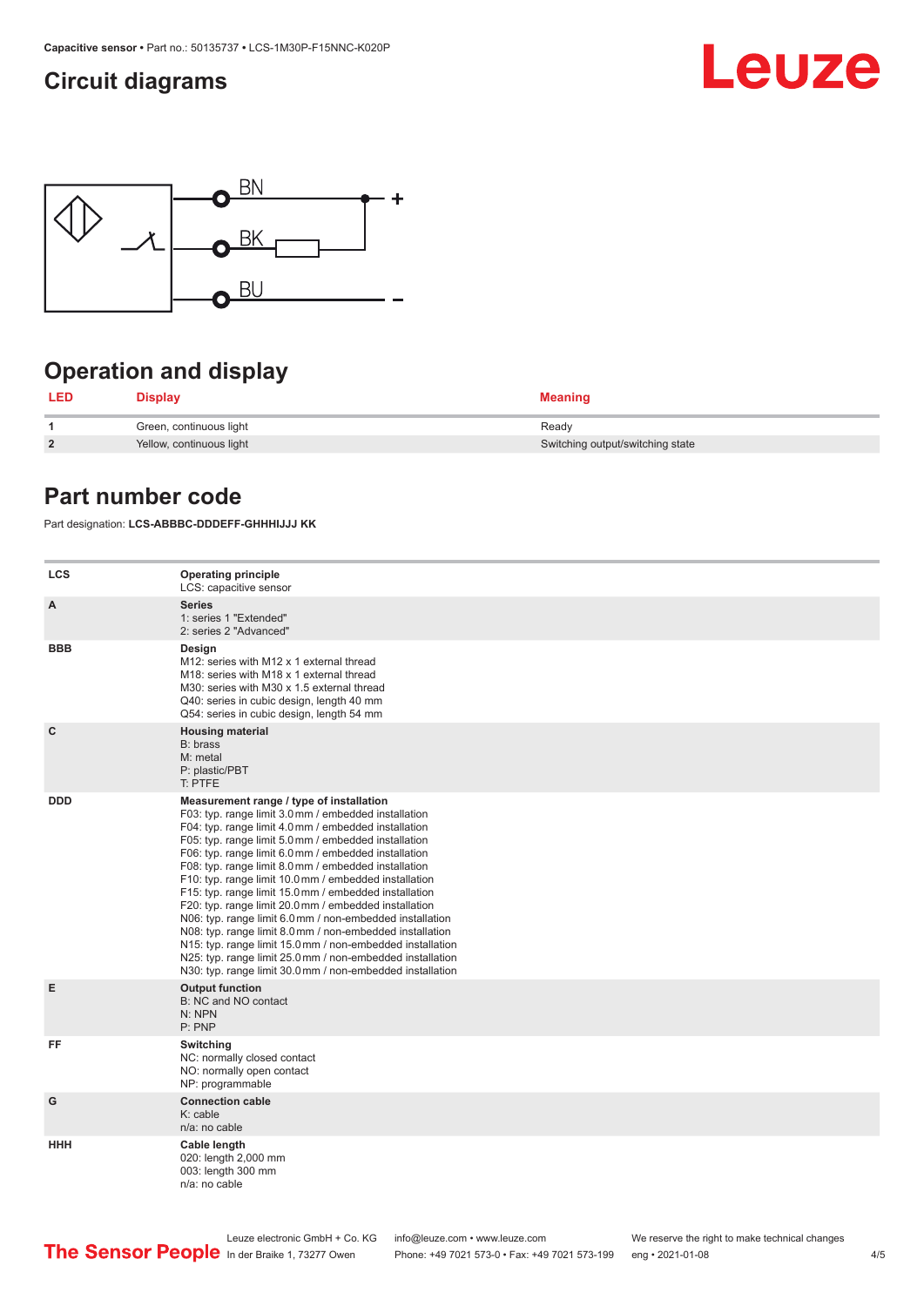## Circuit diagrams

BN +

BK

BU –

## Operation and display

| LED | Display | Meaning |
|---|---|---|
| 1 | Green, continuous light | Ready |
| 2 | Yellow, continuous light | Switching output/switching state |

## Part number code

Part designation: **LCS-ABBBC-DDDEFF-GHHHIJJJ KK**

| | |
|---|---|
| **LCS** | **Operating principle**<br>LCS: capacitive sensor |
| **A** | **Series**<br>1: series 1 "Extended"<br>2: series 2 "Advanced" |
| **BBB** | **Design**<br>M12: series with M12 x 1 external thread<br>M18: series with M18 x 1 external thread<br>M30: series with M30 x 1.5 external thread<br>Q40: series in cubic design, length 40 mm<br>Q54: series in cubic design, length 54 mm |
| **C** | **Housing material**<br>B: brass<br>M: metal<br>P: plastic/PBT<br>T: PTFE |
| **DDD** | **Measurement range / type of installation**<br>F03: typ. range limit 3.0 mm / embedded installation<br>F04: typ. range limit 4.0 mm / embedded installation<br>F05: typ. range limit 5.0 mm / embedded installation<br>F06: typ. range limit 6.0 mm / embedded installation<br>F08: typ. range limit 8.0 mm / embedded installation<br>F10: typ. range limit 10.0 mm / embedded installation<br>F15: typ. range limit 15.0 mm / embedded installation<br>F20: typ. range limit 20.0 mm / embedded installation<br>N06: typ. range limit 6.0 mm / non-embedded installation<br>N08: typ. range limit 8.0 mm / non-embedded installation<br>N15: typ. range limit 15.0 mm / non-embedded installation<br>N25: typ. range limit 25.0 mm / non-embedded installation<br>N30: typ. range limit 30.0 mm / non-embedded installation |
| **E** | **Output function**<br>B: NC and NO contact<br>N: NPN<br>P: PNP |
| **FF** | **Switching**<br>NC: normally closed contact<br>NO: normally open contact<br>NP: programmable |
| **G** | **Connection cable**<br>K: cable<br>n/a: no cable |
| **HHH** | **Cable length**<br>020: length 2,000 mm<br>003: length 300 mm<br>n/a: no cable |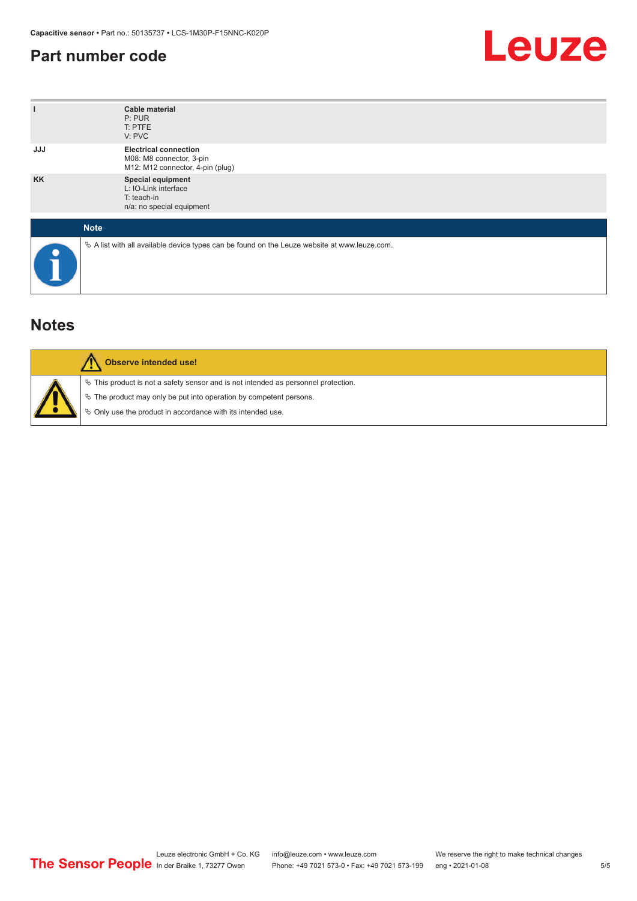## Part number code

| | |
|---|---|
| I | **Cable material**<br>P: PUR<br>T: PTFE<br>V: PVC |
| JJJ | **Electrical connection**<br>M08: M8 connector, 3-pin<br>M12: M12 connector, 4-pin (plug) |
| KK | **Special equipment**<br>L: IO-Link interface<br>T: teach-in<br>n/a: no special equipment |

**Note**

- A list with all available device types can be found on the Leuze website at www.leuze.com.

## Notes

**Observe intended use!**

- This product is not a safety sensor and is not intended as personnel protection.
- The product may only be put into operation by competent persons.
- Only use the product in accordance with its intended use.